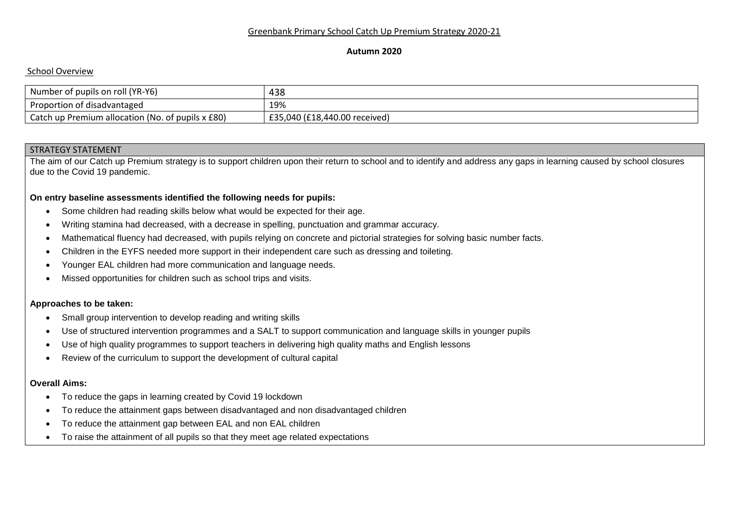# Greenbank Primary School Catch Up Premium Strategy 2020-21

**Autumn 2020**

## School Overview

| Number of pupils on roll (YR-Y6) | 438 |
|---|---|
| Proportion of disadvantaged | 19% |
| Catch up Premium allocation (No. of pupils x £80) | £35,040 (£18,440.00 received) |

## STRATEGY STATEMENT

The aim of our Catch up Premium strategy is to support children upon their return to school and to identify and address any gaps in learning caused by school closures due to the Covid 19 pandemic.

**On entry baseline assessments identified the following needs for pupils:**

- Some children had reading skills below what would be expected for their age.
- Writing stamina had decreased, with a decrease in spelling, punctuation and grammar accuracy.
- Mathematical fluency had decreased, with pupils relying on concrete and pictorial strategies for solving basic number facts.
- Children in the EYFS needed more support in their independent care such as dressing and toileting.
- Younger EAL children had more communication and language needs.
- Missed opportunities for children such as school trips and visits.

**Approaches to be taken:**

- Small group intervention to develop reading and writing skills
- Use of structured intervention programmes and a SALT to support communication and language skills in younger pupils
- Use of high quality programmes to support teachers in delivering high quality maths and English lessons
- Review of the curriculum to support the development of cultural capital

**Overall Aims:**

- To reduce the gaps in learning created by Covid 19 lockdown
- To reduce the attainment gaps between disadvantaged and non disadvantaged children
- To reduce the attainment gap between EAL and non EAL children
- To raise the attainment of all pupils so that they meet age related expectations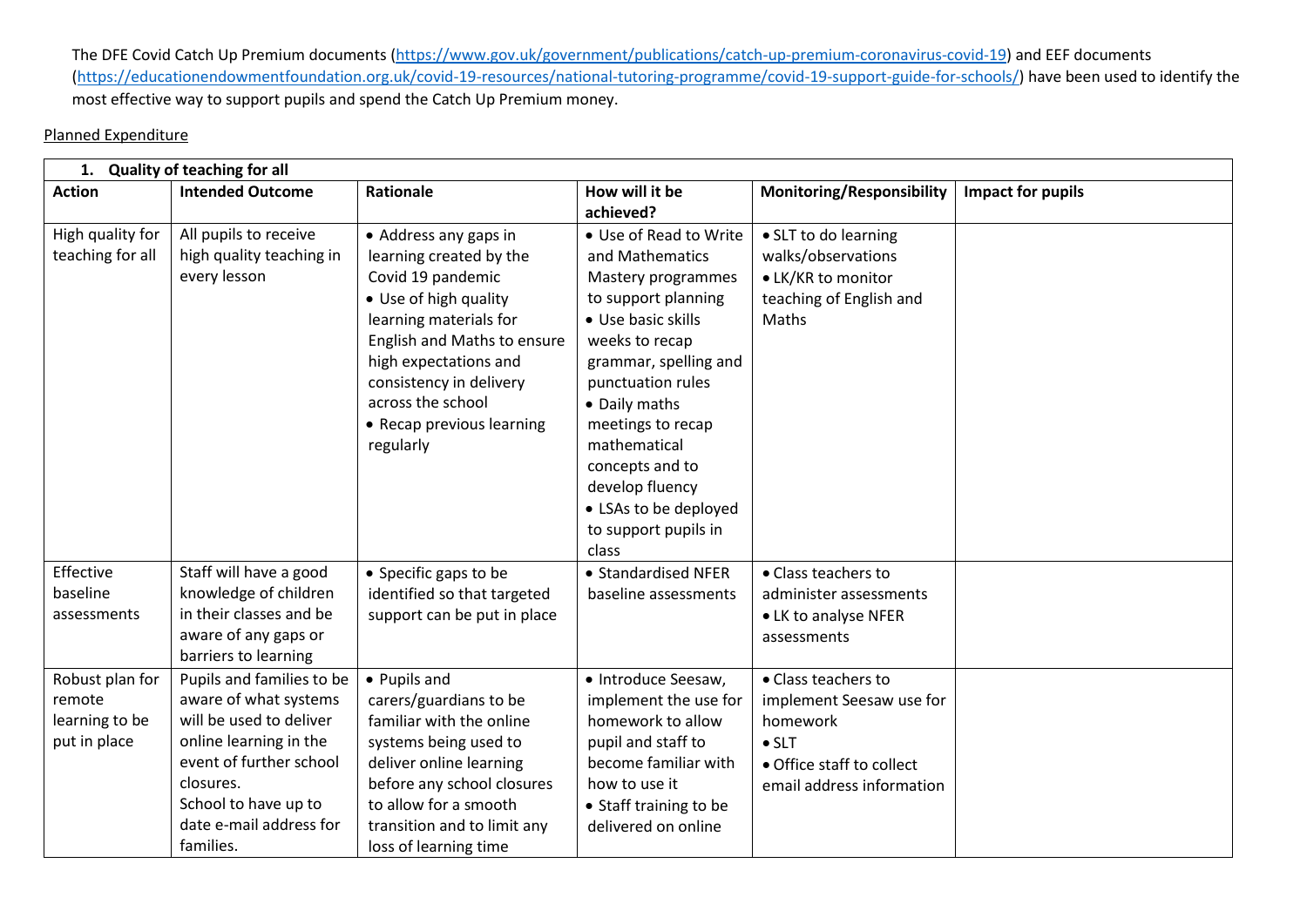The DFE Covid Catch Up Premium documents (https://www.gov.uk/government/publications/catch-up-premium-coronavirus-covid-19) and EEF documents (https://educationendowmentfoundation.org.uk/covid-19-resources/national-tutoring-programme/covid-19-support-guide-for-schools/) have been used to identify the most effective way to support pupils and spend the Catch Up Premium money.

Planned Expenditure

| **1. Quality of teaching for all** | | | | | |
|---|---|---|---|---|---|
| **Action** | **Intended Outcome** | **Rationale** | **How will it be achieved?** | **Monitoring/Responsibility** | **Impact for pupils** |
| High quality for teaching for all | All pupils to receive high quality teaching in every lesson | • Address any gaps in learning created by the Covid 19 pandemic<br>• Use of high quality learning materials for English and Maths to ensure high expectations and consistency in delivery across the school<br>• Recap previous learning regularly | • Use of Read to Write and Mathematics Mastery programmes to support planning<br>• Use basic skills weeks to recap grammar, spelling and punctuation rules<br>• Daily maths meetings to recap mathematical concepts and to develop fluency<br>• LSAs to be deployed to support pupils in class | • SLT to do learning walks/observations<br>• LK/KR to monitor teaching of English and Maths | |
| Effective baseline assessments | Staff will have a good knowledge of children in their classes and be aware of any gaps or barriers to learning | • Specific gaps to be identified so that targeted support can be put in place | • Standardised NFER baseline assessments | • Class teachers to administer assessments<br>• LK to analyse NFER assessments | |
| Robust plan for remote learning to be put in place | Pupils and families to be aware of what systems will be used to deliver online learning in the event of further school closures.<br>School to have up to date e-mail address for families. | • Pupils and carers/guardians to be familiar with the online systems being used to deliver online learning before any school closures to allow for a smooth transition and to limit any loss of learning time | • Introduce Seesaw, implement the use for homework to allow pupil and staff to become familiar with how to use it<br>• Staff training to be delivered on online | • Class teachers to implement Seesaw use for homework<br>• SLT<br>• Office staff to collect email address information | |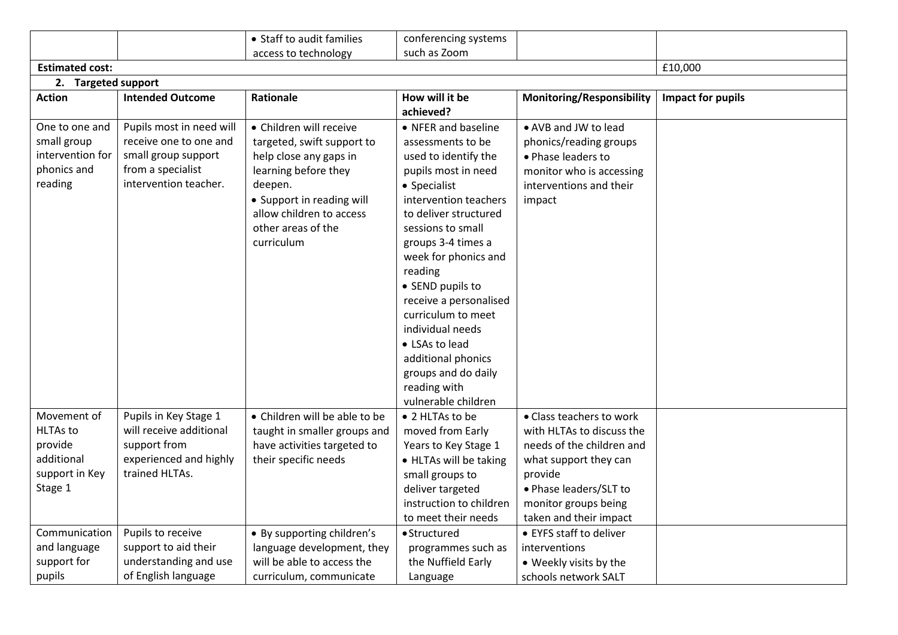| | | • Staff to audit families access to technology | conferencing systems such as Zoom | | |
|---|---|---|---|---|---|
| **Estimated cost:** | | | | | £10,000 |
| **2. Targeted support** | | | | | |
| **Action** | **Intended Outcome** | **Rationale** | **How will it be achieved?** | **Monitoring/Responsibility** | **Impact for pupils** |
| One to one and small group intervention for phonics and reading | Pupils most in need will receive one to one and small group support from a specialist intervention teacher. | • Children will receive targeted, swift support to help close any gaps in learning before they deepen.<br>• Support in reading will allow children to access other areas of the curriculum | • NFER and baseline assessments to be used to identify the pupils most in need<br>• Specialist intervention teachers to deliver structured sessions to small groups 3-4 times a week for phonics and reading<br>• SEND pupils to receive a personalised curriculum to meet individual needs<br>• LSAs to lead additional phonics groups and do daily reading with vulnerable children | • AVB and JW to lead phonics/reading groups<br>• Phase leaders to monitor who is accessing interventions and their impact | |
| Movement of HLTAs to provide additional support in Key Stage 1 | Pupils in Key Stage 1 will receive additional support from experienced and highly trained HLTAs. | • Children will be able to be taught in smaller groups and have activities targeted to their specific needs | • 2 HLTAs to be moved from Early Years to Key Stage 1<br>• HLTAs will be taking small groups to deliver targeted instruction to children to meet their needs | • Class teachers to work with HLTAs to discuss the needs of the children and what support they can provide<br>• Phase leaders/SLT to monitor groups being taken and their impact | |
| Communication and language support for pupils | Pupils to receive support to aid their understanding and use of English language | • By supporting children's language development, they will be able to access the curriculum, communicate | • Structured programmes such as the Nuffield Early Language | • EYFS staff to deliver interventions<br>• Weekly visits by the schools network SALT | |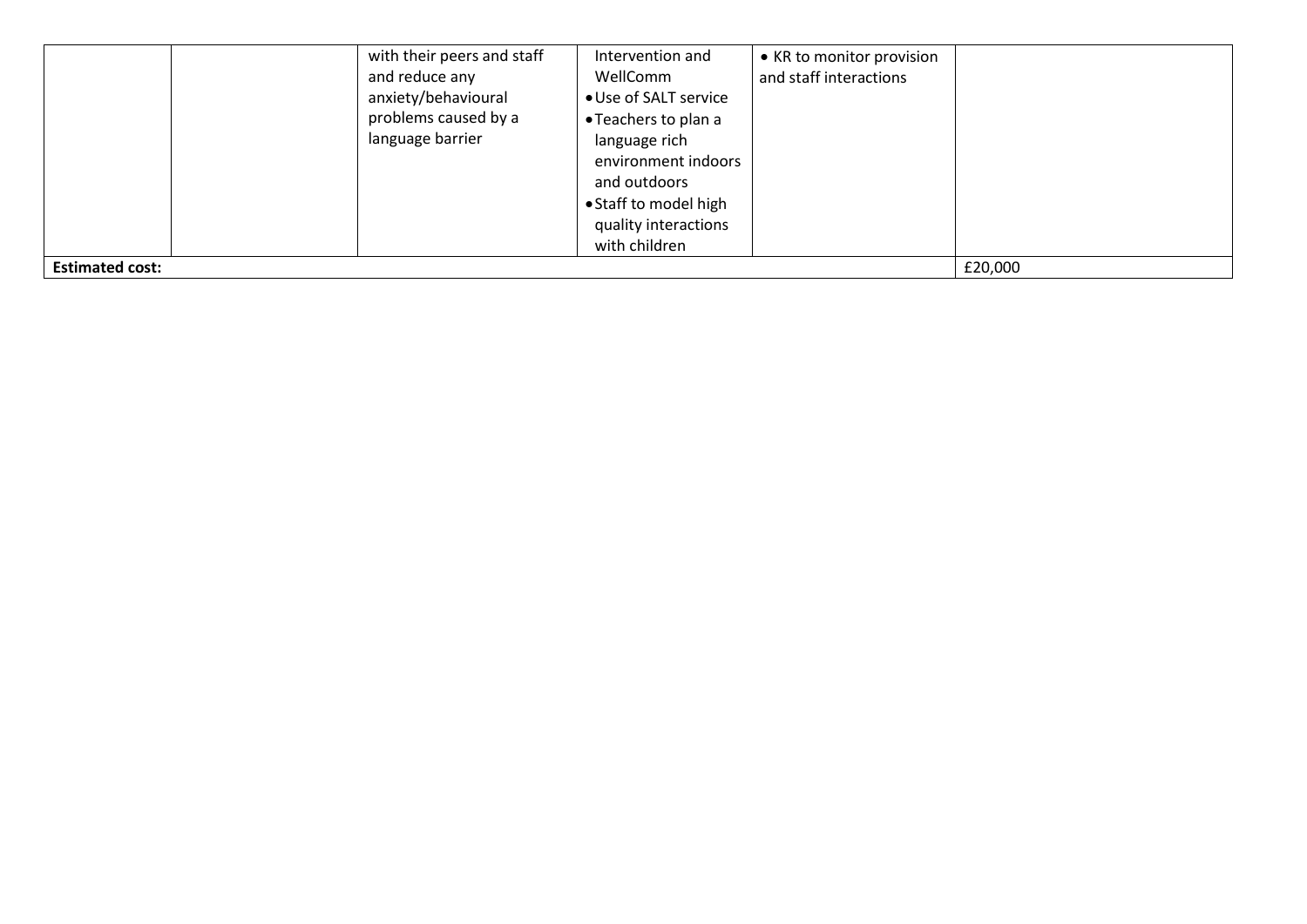| | | | | | |
|---|---|---|---|---|---|
| | | with their peers and staff and reduce any anxiety/behavioural problems caused by a language barrier | Intervention and WellComm<br>• Use of SALT service<br>• Teachers to plan a language rich environment indoors and outdoors<br>• Staff to model high quality interactions with children | • KR to monitor provision and staff interactions | |
| **Estimated cost:** | | | | | £20,000 |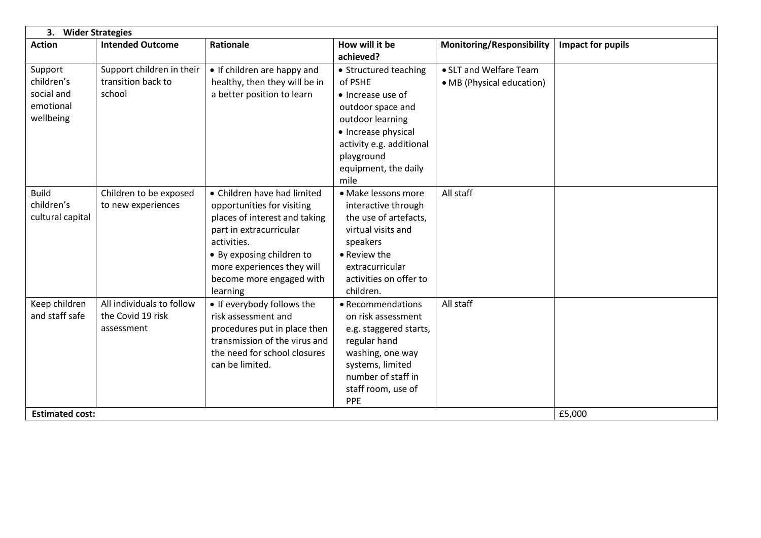| 3. Wider Strategies | | | | | |
|---|---|---|---|---|---|
| **Action** | **Intended Outcome** | **Rationale** | **How will it be achieved?** | **Monitoring/Responsibility** | **Impact for pupils** |
| Support children's social and emotional wellbeing | Support children in their transition back to school | • If children are happy and healthy, then they will be in a better position to learn | • Structured teaching of PSHE<br>• Increase use of outdoor space and outdoor learning<br>• Increase physical activity e.g. additional playground equipment, the daily mile | • SLT and Welfare Team<br>• MB (Physical education) | |
| Build children's cultural capital | Children to be exposed to new experiences | • Children have had limited opportunities for visiting places of interest and taking part in extracurricular activities.<br>• By exposing children to more experiences they will become more engaged with learning | • Make lessons more interactive through the use of artefacts, virtual visits and speakers<br>• Review the extracurricular activities on offer to children. | All staff | |
| Keep children and staff safe | All individuals to follow the Covid 19 risk assessment | • If everybody follows the risk assessment and procedures put in place then transmission of the virus and the need for school closures can be limited. | • Recommendations on risk assessment e.g. staggered starts, regular hand washing, one way systems, limited number of staff in staff room, use of PPE | All staff | |
| **Estimated cost:** | | | | | £5,000 |